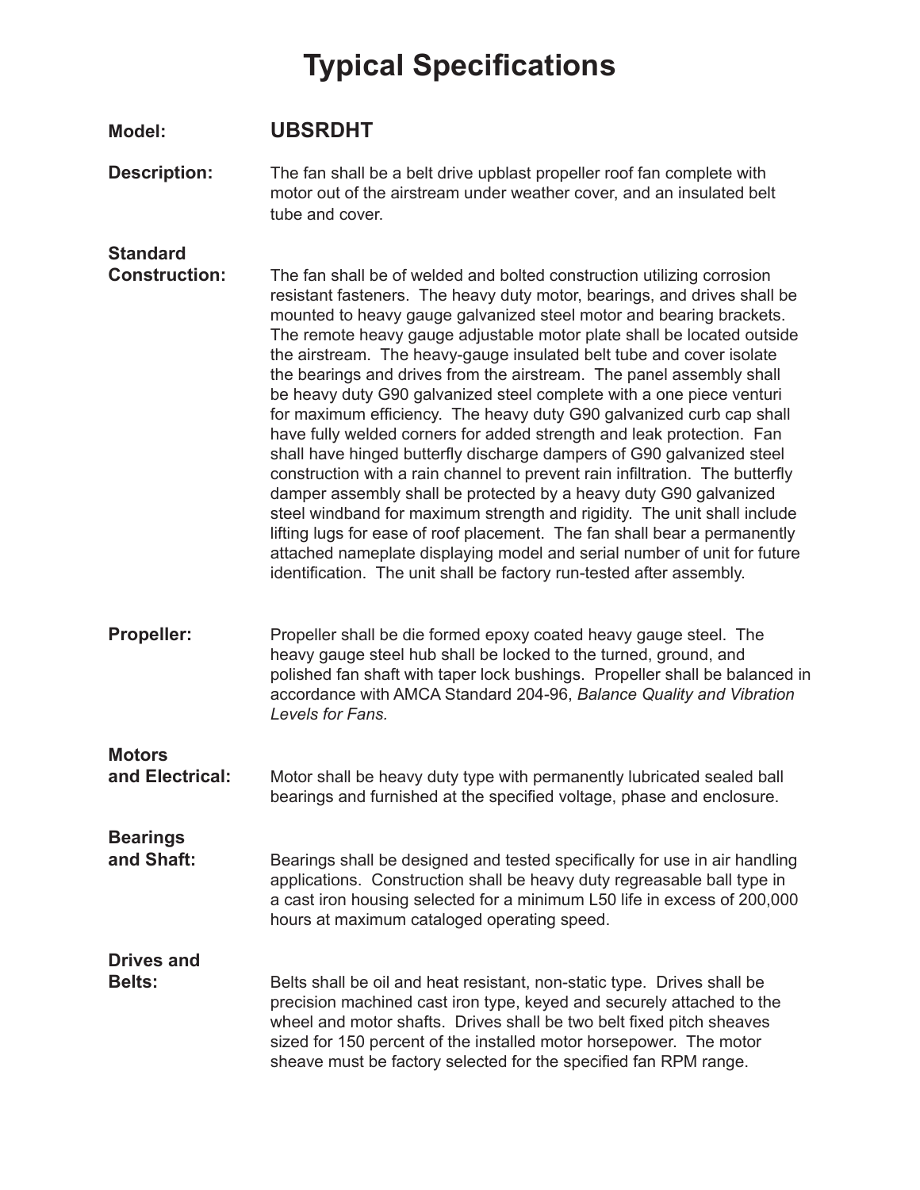# Typical Specifications

**Model:** **UBSRDHT**

**Description:** The fan shall be a belt drive upblast propeller roof fan complete with motor out of the airstream under weather cover, and an insulated belt tube and cover.

**Standard Construction:** The fan shall be of welded and bolted construction utilizing corrosion resistant fasteners. The heavy duty motor, bearings, and drives shall be mounted to heavy gauge galvanized steel motor and bearing brackets. The remote heavy gauge adjustable motor plate shall be located outside the airstream. The heavy-gauge insulated belt tube and cover isolate the bearings and drives from the airstream. The panel assembly shall be heavy duty G90 galvanized steel complete with a one piece venturi for maximum efficiency. The heavy duty G90 galvanized curb cap shall have fully welded corners for added strength and leak protection. Fan shall have hinged butterfly discharge dampers of G90 galvanized steel construction with a rain channel to prevent rain infiltration. The butterfly damper assembly shall be protected by a heavy duty G90 galvanized steel windband for maximum strength and rigidity. The unit shall include lifting lugs for ease of roof placement. The fan shall bear a permanently attached nameplate displaying model and serial number of unit for future identification. The unit shall be factory run-tested after assembly.

**Propeller:** Propeller shall be die formed epoxy coated heavy gauge steel. The heavy gauge steel hub shall be locked to the turned, ground, and polished fan shaft with taper lock bushings. Propeller shall be balanced in accordance with AMCA Standard 204-96, *Balance Quality and Vibration Levels for Fans.*

**Motors and Electrical:** Motor shall be heavy duty type with permanently lubricated sealed ball bearings and furnished at the specified voltage, phase and enclosure.

**Bearings and Shaft:** Bearings shall be designed and tested specifically for use in air handling applications. Construction shall be heavy duty regreasable ball type in a cast iron housing selected for a minimum L50 life in excess of 200,000 hours at maximum cataloged operating speed.

**Drives and Belts:** Belts shall be oil and heat resistant, non-static type. Drives shall be precision machined cast iron type, keyed and securely attached to the wheel and motor shafts. Drives shall be two belt fixed pitch sheaves sized for 150 percent of the installed motor horsepower. The motor sheave must be factory selected for the specified fan RPM range.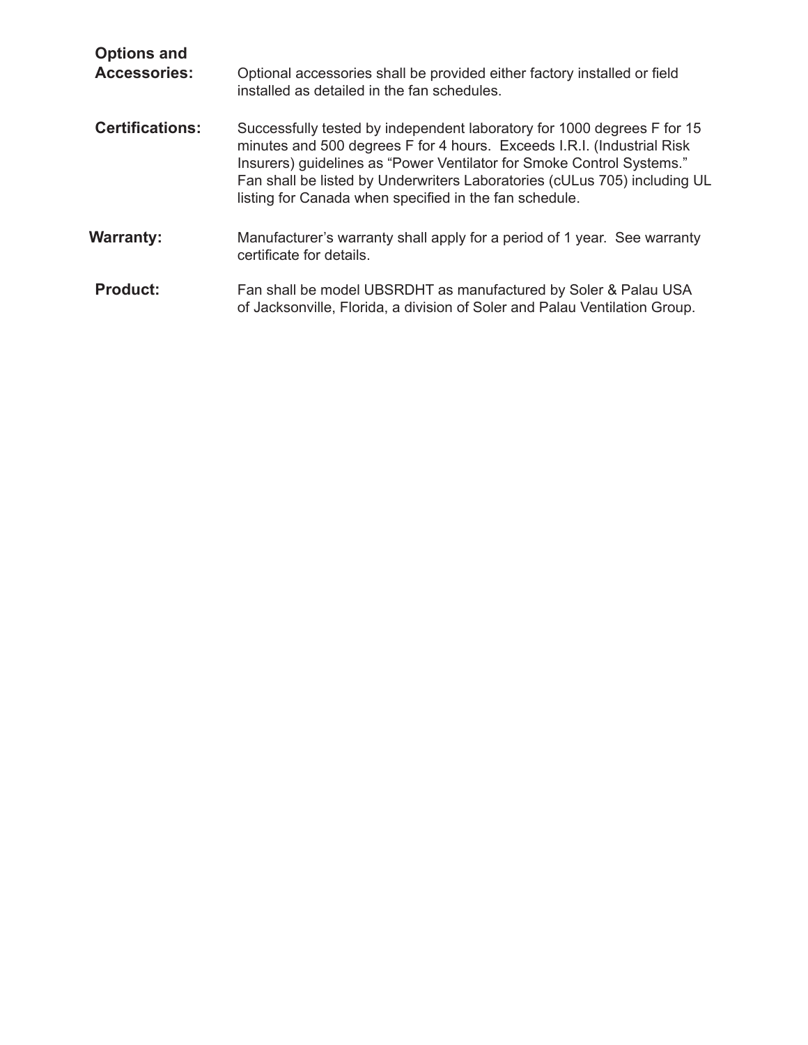**Options and Accessories:** Optional accessories shall be provided either factory installed or field installed as detailed in the fan schedules.

**Certifications:** Successfully tested by independent laboratory for 1000 degrees F for 15 minutes and 500 degrees F for 4 hours. Exceeds I.R.I. (Industrial Risk Insurers) guidelines as “Power Ventilator for Smoke Control Systems.” Fan shall be listed by Underwriters Laboratories (cULus 705) including UL listing for Canada when specified in the fan schedule.

**Warranty:** Manufacturer’s warranty shall apply for a period of 1 year. See warranty certificate for details.

**Product:** Fan shall be model UBSRDHT as manufactured by Soler & Palau USA of Jacksonville, Florida, a division of Soler and Palau Ventilation Group.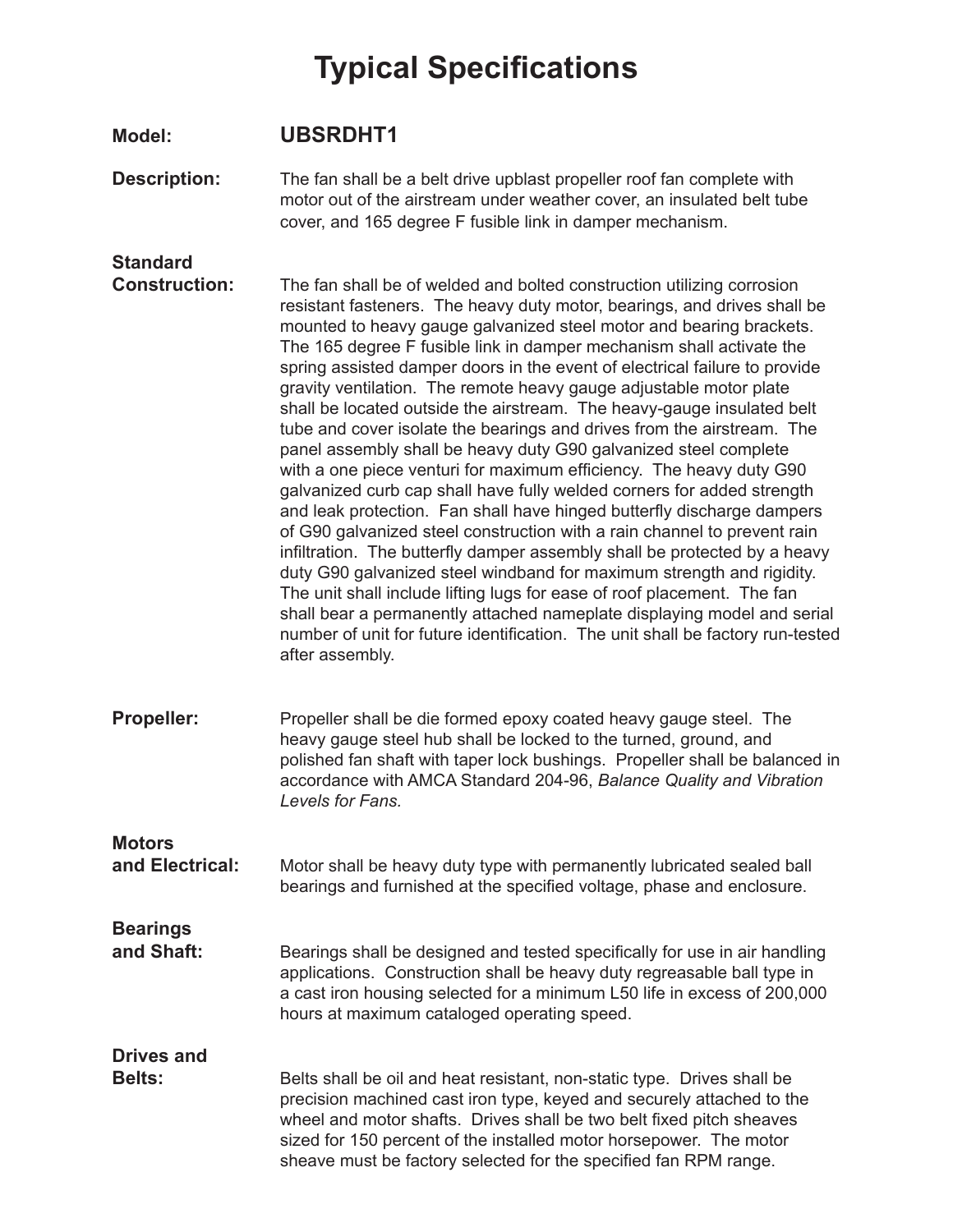# Typical Specifications

**Model:** **UBSRDHT1**

**Description:** The fan shall be a belt drive upblast propeller roof fan complete with motor out of the airstream under weather cover, an insulated belt tube cover, and 165 degree F fusible link in damper mechanism.

**Standard Construction:** The fan shall be of welded and bolted construction utilizing corrosion resistant fasteners. The heavy duty motor, bearings, and drives shall be mounted to heavy gauge galvanized steel motor and bearing brackets. The 165 degree F fusible link in damper mechanism shall activate the spring assisted damper doors in the event of electrical failure to provide gravity ventilation. The remote heavy gauge adjustable motor plate shall be located outside the airstream. The heavy-gauge insulated belt tube and cover isolate the bearings and drives from the airstream. The panel assembly shall be heavy duty G90 galvanized steel complete with a one piece venturi for maximum efficiency. The heavy duty G90 galvanized curb cap shall have fully welded corners for added strength and leak protection. Fan shall have hinged butterfly discharge dampers of G90 galvanized steel construction with a rain channel to prevent rain infiltration. The butterfly damper assembly shall be protected by a heavy duty G90 galvanized steel windband for maximum strength and rigidity. The unit shall include lifting lugs for ease of roof placement. The fan shall bear a permanently attached nameplate displaying model and serial number of unit for future identification. The unit shall be factory run-tested after assembly.

**Propeller:** Propeller shall be die formed epoxy coated heavy gauge steel. The heavy gauge steel hub shall be locked to the turned, ground, and polished fan shaft with taper lock bushings. Propeller shall be balanced in accordance with AMCA Standard 204-96, *Balance Quality and Vibration Levels for Fans.*

**Motors and Electrical:** Motor shall be heavy duty type with permanently lubricated sealed ball bearings and furnished at the specified voltage, phase and enclosure.

**Bearings and Shaft:** Bearings shall be designed and tested specifically for use in air handling applications. Construction shall be heavy duty regreasable ball type in a cast iron housing selected for a minimum L50 life in excess of 200,000 hours at maximum cataloged operating speed.

**Drives and Belts:** Belts shall be oil and heat resistant, non-static type. Drives shall be precision machined cast iron type, keyed and securely attached to the wheel and motor shafts. Drives shall be two belt fixed pitch sheaves sized for 150 percent of the installed motor horsepower. The motor sheave must be factory selected for the specified fan RPM range.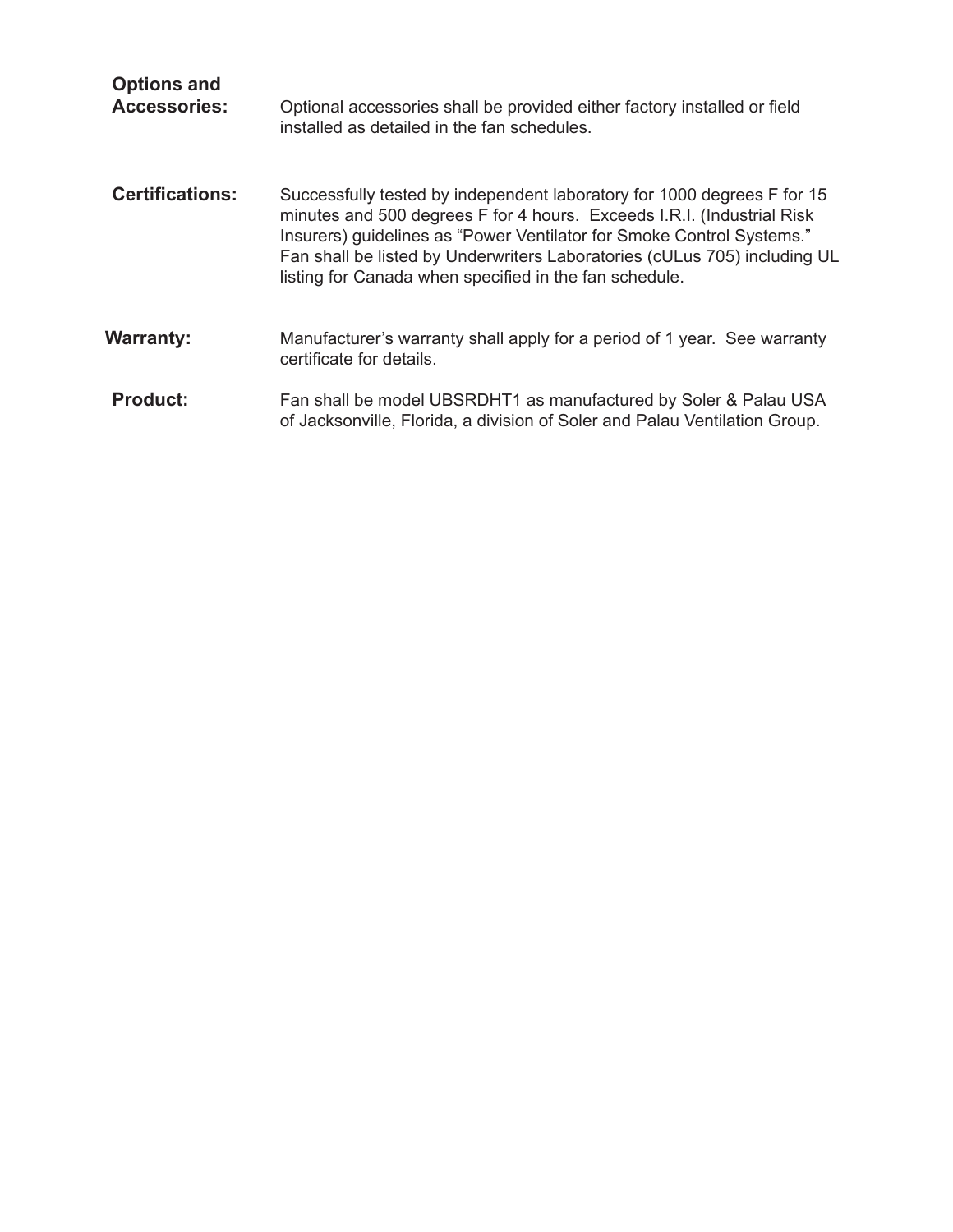**Options and Accessories:** Optional accessories shall be provided either factory installed or field installed as detailed in the fan schedules.

**Certifications:** Successfully tested by independent laboratory for 1000 degrees F for 15 minutes and 500 degrees F for 4 hours. Exceeds I.R.I. (Industrial Risk Insurers) guidelines as “Power Ventilator for Smoke Control Systems.” Fan shall be listed by Underwriters Laboratories (cULus 705) including UL listing for Canada when specified in the fan schedule.

**Warranty:** Manufacturer’s warranty shall apply for a period of 1 year. See warranty certificate for details.

**Product:** Fan shall be model UBSRDHT1 as manufactured by Soler & Palau USA of Jacksonville, Florida, a division of Soler and Palau Ventilation Group.